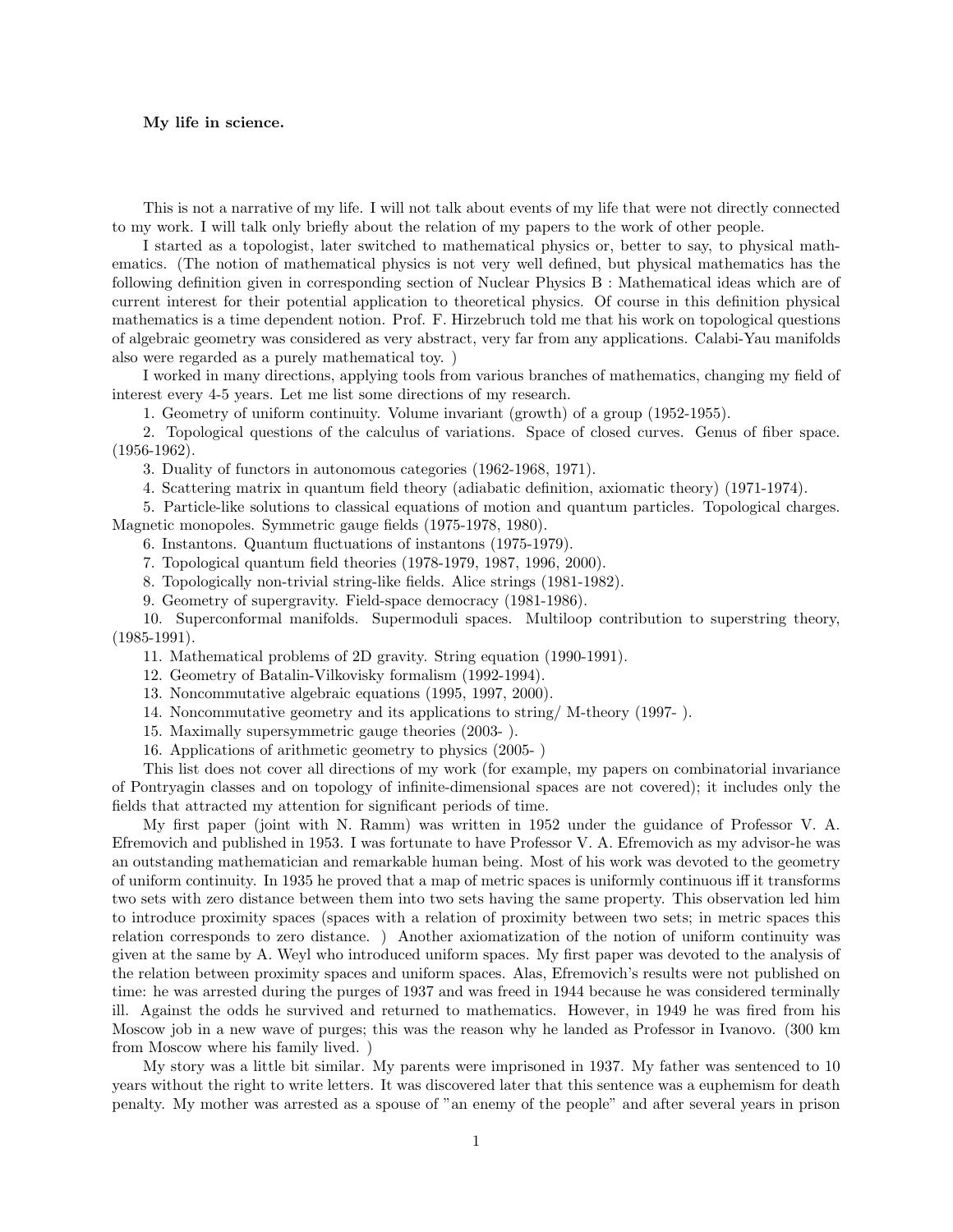**My life in science.**

This is not a narrative of my life. I will not talk about events of my life that were not directly connected to my work. I will talk only briefly about the relation of my papers to the work of other people.

I started as a topologist, later switched to mathematical physics or, better to say, to physical mathematics. (The notion of mathematical physics is not very well defined, but physical mathematics has the following definition given in corresponding section of Nuclear Physics B : Mathematical ideas which are of current interest for their potential application to theoretical physics. Of course in this definition physical mathematics is a time dependent notion. Prof. F. Hirzebruch told me that his work on topological questions of algebraic geometry was considered as very abstract, very far from any applications. Calabi-Yau manifolds also were regarded as a purely mathematical toy. )

I worked in many directions, applying tools from various branches of mathematics, changing my field of interest every 4-5 years. Let me list some directions of my research.

1. Geometry of uniform continuity. Volume invariant (growth) of a group (1952-1955).
2. Topological questions of the calculus of variations. Space of closed curves. Genus of fiber space. (1956-1962).
3. Duality of functors in autonomous categories (1962-1968, 1971).
4. Scattering matrix in quantum field theory (adiabatic definition, axiomatic theory) (1971-1974).
5. Particle-like solutions to classical equations of motion and quantum particles. Topological charges. Magnetic monopoles. Symmetric gauge fields (1975-1978, 1980).
6. Instantons. Quantum fluctuations of instantons (1975-1979).
7. Topological quantum field theories (1978-1979, 1987, 1996, 2000).
8. Topologically non-trivial string-like fields. Alice strings (1981-1982).
9. Geometry of supergravity. Field-space democracy (1981-1986).
10. Superconformal manifolds. Supermoduli spaces. Multiloop contribution to superstring theory, (1985-1991).
11. Mathematical problems of 2D gravity. String equation (1990-1991).
12. Geometry of Batalin-Vilkovisky formalism (1992-1994).
13. Noncommutative algebraic equations (1995, 1997, 2000).
14. Noncommutative geometry and its applications to string/ M-theory (1997- ).
15. Maximally supersymmetric gauge theories (2003- ).
16. Applications of arithmetic geometry to physics (2005- )

This list does not cover all directions of my work (for example, my papers on combinatorial invariance of Pontryagin classes and on topology of infinite-dimensional spaces are not covered); it includes only the fields that attracted my attention for significant periods of time.

My first paper (joint with N. Ramm) was written in 1952 under the guidance of Professor V. A. Efremovich and published in 1953. I was fortunate to have Professor V. A. Efremovich as my advisor-he was an outstanding mathematician and remarkable human being. Most of his work was devoted to the geometry of uniform continuity. In 1935 he proved that a map of metric spaces is uniformly continuous iff it transforms two sets with zero distance between them into two sets having the same property. This observation led him to introduce proximity spaces (spaces with a relation of proximity between two sets; in metric spaces this relation corresponds to zero distance. ) Another axiomatization of the notion of uniform continuity was given at the same by A. Weyl who introduced uniform spaces. My first paper was devoted to the analysis of the relation between proximity spaces and uniform spaces. Alas, Efremovich's results were not published on time: he was arrested during the purges of 1937 and was freed in 1944 because he was considered terminally ill. Against the odds he survived and returned to mathematics. However, in 1949 he was fired from his Moscow job in a new wave of purges; this was the reason why he landed as Professor in Ivanovo. (300 km from Moscow where his family lived. )

My story was a little bit similar. My parents were imprisoned in 1937. My father was sentenced to 10 years without the right to write letters. It was discovered later that this sentence was a euphemism for death penalty. My mother was arrested as a spouse of "an enemy of the people" and after several years in prison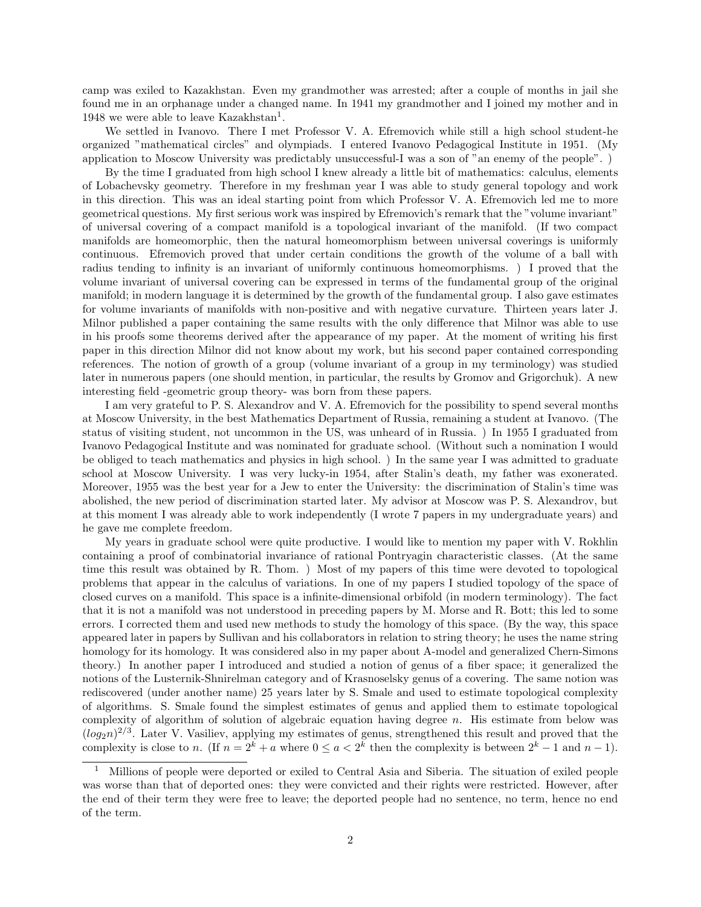camp was exiled to Kazakhstan. Even my grandmother was arrested; after a couple of months in jail she found me in an orphanage under a changed name. In 1941 my grandmother and I joined my mother and in 1948 we were able to leave Kazakhstan[1].

We settled in Ivanovo. There I met Professor V. A. Efremovich while still a high school student-he organized "mathematical circles" and olympiads. I entered Ivanovo Pedagogical Institute in 1951. (My application to Moscow University was predictably unsuccessful-I was a son of "an enemy of the people". )

By the time I graduated from high school I knew already a little bit of mathematics: calculus, elements of Lobachevsky geometry. Therefore in my freshman year I was able to study general topology and work in this direction. This was an ideal starting point from which Professor V. A. Efremovich led me to more geometrical questions. My first serious work was inspired by Efremovich's remark that the "volume invariant" of universal covering of a compact manifold is a topological invariant of the manifold. (If two compact manifolds are homeomorphic, then the natural homeomorphism between universal coverings is uniformly continuous. Efremovich proved that under certain conditions the growth of the volume of a ball with radius tending to infinity is an invariant of uniformly continuous homeomorphisms. ) I proved that the volume invariant of universal covering can be expressed in terms of the fundamental group of the original manifold; in modern language it is determined by the growth of the fundamental group. I also gave estimates for volume invariants of manifolds with non-positive and with negative curvature. Thirteen years later J. Milnor published a paper containing the same results with the only difference that Milnor was able to use in his proofs some theorems derived after the appearance of my paper. At the moment of writing his first paper in this direction Milnor did not know about my work, but his second paper contained corresponding references. The notion of growth of a group (volume invariant of a group in my terminology) was studied later in numerous papers (one should mention, in particular, the results by Gromov and Grigorchuk). A new interesting field -geometric group theory- was born from these papers.

I am very grateful to P. S. Alexandrov and V. A. Efremovich for the possibility to spend several months at Moscow University, in the best Mathematics Department of Russia, remaining a student at Ivanovo. (The status of visiting student, not uncommon in the US, was unheard of in Russia. ) In 1955 I graduated from Ivanovo Pedagogical Institute and was nominated for graduate school. (Without such a nomination I would be obliged to teach mathematics and physics in high school. ) In the same year I was admitted to graduate school at Moscow University. I was very lucky-in 1954, after Stalin's death, my father was exonerated. Moreover, 1955 was the best year for a Jew to enter the University: the discrimination of Stalin's time was abolished, the new period of discrimination started later. My advisor at Moscow was P. S. Alexandrov, but at this moment I was already able to work independently (I wrote 7 papers in my undergraduate years) and he gave me complete freedom.

My years in graduate school were quite productive. I would like to mention my paper with V. Rokhlin containing a proof of combinatorial invariance of rational Pontryagin characteristic classes. (At the same time this result was obtained by R. Thom. ) Most of my papers of this time were devoted to topological problems that appear in the calculus of variations. In one of my papers I studied topology of the space of closed curves on a manifold. This space is a infinite-dimensional orbifold (in modern terminology). The fact that it is not a manifold was not understood in preceding papers by M. Morse and R. Bott; this led to some errors. I corrected them and used new methods to study the homology of this space. (By the way, this space appeared later in papers by Sullivan and his collaborators in relation to string theory; he uses the name string homology for its homology. It was considered also in my paper about A-model and generalized Chern-Simons theory.) In another paper I introduced and studied a notion of genus of a fiber space; it generalized the notions of the Lusternik-Shnirelman category and of Krasnoselsky genus of a covering. The same notion was rediscovered (under another name) 25 years later by S. Smale and used to estimate topological complexity of algorithms. S. Smale found the simplest estimates of genus and applied them to estimate topological complexity of algorithm of solution of algebraic equation having degree $n$. His estimate from below was $(log_2 n)^{2/3}$. Later V. Vasiliev, applying my estimates of genus, strengthened this result and proved that the complexity is close to $n$. (If $n = 2^k + a$ where $0 \leq a < 2^k$ then the complexity is between $2^k - 1$ and $n - 1$).

[1] Millions of people were deported or exiled to Central Asia and Siberia. The situation of exiled people was worse than that of deported ones: they were convicted and their rights were restricted. However, after the end of their term they were free to leave; the deported people had no sentence, no term, hence no end of the term.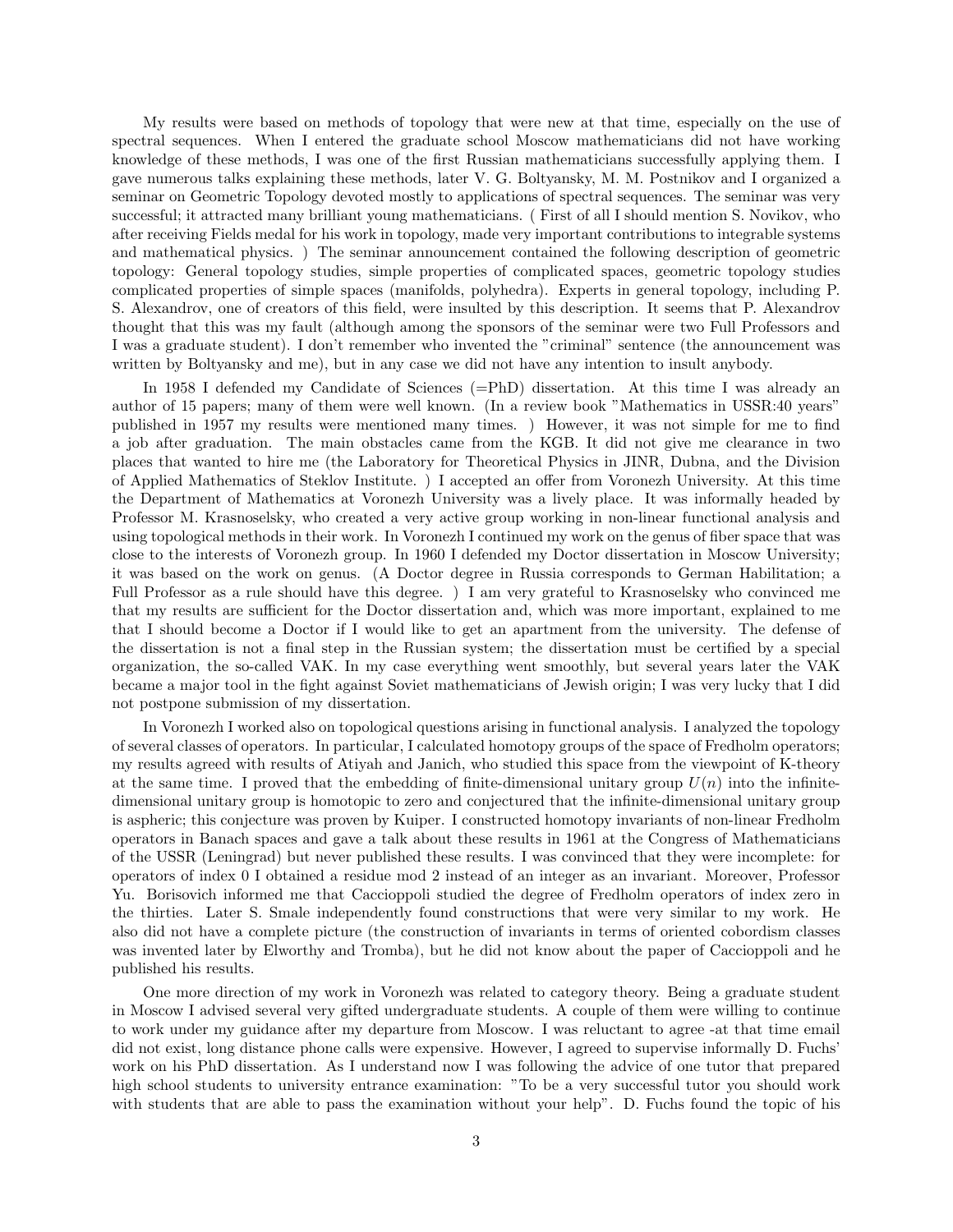My results were based on methods of topology that were new at that time, especially on the use of spectral sequences. When I entered the graduate school Moscow mathematicians did not have working knowledge of these methods, I was one of the first Russian mathematicians successfully applying them. I gave numerous talks explaining these methods, later V. G. Boltyansky, M. M. Postnikov and I organized a seminar on Geometric Topology devoted mostly to applications of spectral sequences. The seminar was very successful; it attracted many brilliant young mathematicians. ( First of all I should mention S. Novikov, who after receiving Fields medal for his work in topology, made very important contributions to integrable systems and mathematical physics. ) The seminar announcement contained the following description of geometric topology: General topology studies, simple properties of complicated spaces, geometric topology studies complicated properties of simple spaces (manifolds, polyhedra). Experts in general topology, including P. S. Alexandrov, one of creators of this field, were insulted by this description. It seems that P. Alexandrov thought that this was my fault (although among the sponsors of the seminar were two Full Professors and I was a graduate student). I don't remember who invented the "criminal" sentence (the announcement was written by Boltyansky and me), but in any case we did not have any intention to insult anybody.

In 1958 I defended my Candidate of Sciences (=PhD) dissertation. At this time I was already an author of 15 papers; many of them were well known. (In a review book "Mathematics in USSR:40 years" published in 1957 my results were mentioned many times. ) However, it was not simple for me to find a job after graduation. The main obstacles came from the KGB. It did not give me clearance in two places that wanted to hire me (the Laboratory for Theoretical Physics in JINR, Dubna, and the Division of Applied Mathematics of Steklov Institute. ) I accepted an offer from Voronezh University. At this time the Department of Mathematics at Voronezh University was a lively place. It was informally headed by Professor M. Krasnoselsky, who created a very active group working in non-linear functional analysis and using topological methods in their work. In Voronezh I continued my work on the genus of fiber space that was close to the interests of Voronezh group. In 1960 I defended my Doctor dissertation in Moscow University; it was based on the work on genus. (A Doctor degree in Russia corresponds to German Habilitation; a Full Professor as a rule should have this degree. ) I am very grateful to Krasnoselsky who convinced me that my results are sufficient for the Doctor dissertation and, which was more important, explained to me that I should become a Doctor if I would like to get an apartment from the university. The defense of the dissertation is not a final step in the Russian system; the dissertation must be certified by a special organization, the so-called VAK. In my case everything went smoothly, but several years later the VAK became a major tool in the fight against Soviet mathematicians of Jewish origin; I was very lucky that I did not postpone submission of my dissertation.

In Voronezh I worked also on topological questions arising in functional analysis. I analyzed the topology of several classes of operators. In particular, I calculated homotopy groups of the space of Fredholm operators; my results agreed with results of Atiyah and Janich, who studied this space from the viewpoint of K-theory at the same time. I proved that the embedding of finite-dimensional unitary group $U(n)$ into the infinite-dimensional unitary group is homotopic to zero and conjectured that the infinite-dimensional unitary group is aspheric; this conjecture was proven by Kuiper. I constructed homotopy invariants of non-linear Fredholm operators in Banach spaces and gave a talk about these results in 1961 at the Congress of Mathematicians of the USSR (Leningrad) but never published these results. I was convinced that they were incomplete: for operators of index 0 I obtained a residue mod 2 instead of an integer as an invariant. Moreover, Professor Yu. Borisovich informed me that Caccioppoli studied the degree of Fredholm operators of index zero in the thirties. Later S. Smale independently found constructions that were very similar to my work. He also did not have a complete picture (the construction of invariants in terms of oriented cobordism classes was invented later by Elworthy and Tromba), but he did not know about the paper of Caccioppoli and he published his results.

One more direction of my work in Voronezh was related to category theory. Being a graduate student in Moscow I advised several very gifted undergraduate students. A couple of them were willing to continue to work under my guidance after my departure from Moscow. I was reluctant to agree -at that time email did not exist, long distance phone calls were expensive. However, I agreed to supervise informally D. Fuchs' work on his PhD dissertation. As I understand now I was following the advice of one tutor that prepared high school students to university entrance examination: "To be a very successful tutor you should work with students that are able to pass the examination without your help". D. Fuchs found the topic of his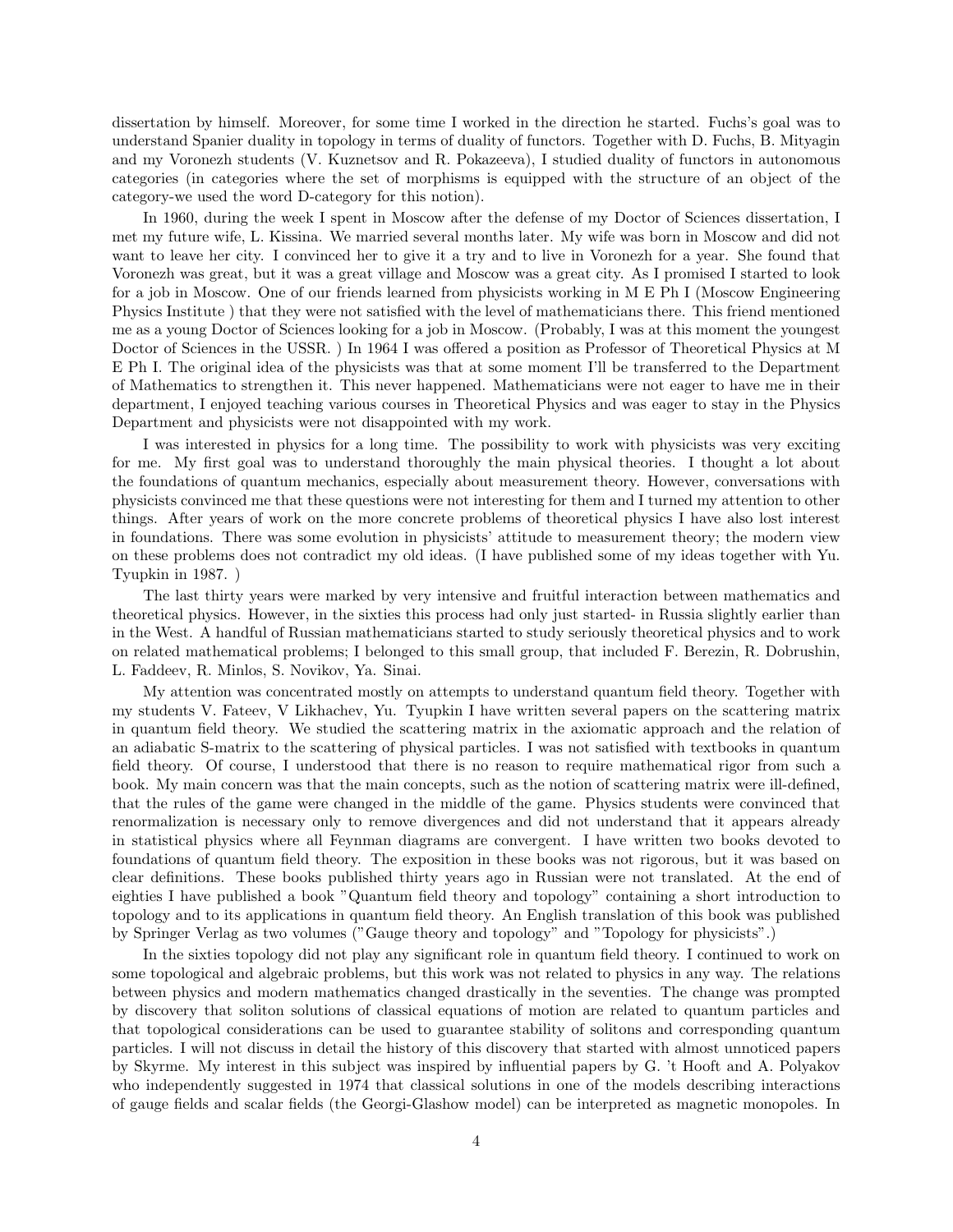dissertation by himself. Moreover, for some time I worked in the direction he started. Fuchs's goal was to understand Spanier duality in topology in terms of duality of functors. Together with D. Fuchs, B. Mityagin and my Voronezh students (V. Kuznetsov and R. Pokazeeva), I studied duality of functors in autonomous categories (in categories where the set of morphisms is equipped with the structure of an object of the category-we used the word D-category for this notion).

In 1960, during the week I spent in Moscow after the defense of my Doctor of Sciences dissertation, I met my future wife, L. Kissina. We married several months later. My wife was born in Moscow and did not want to leave her city. I convinced her to give it a try and to live in Voronezh for a year. She found that Voronezh was great, but it was a great village and Moscow was a great city. As I promised I started to look for a job in Moscow. One of our friends learned from physicists working in M E Ph I (Moscow Engineering Physics Institute ) that they were not satisfied with the level of mathematicians there. This friend mentioned me as a young Doctor of Sciences looking for a job in Moscow. (Probably, I was at this moment the youngest Doctor of Sciences in the USSR. ) In 1964 I was offered a position as Professor of Theoretical Physics at M E Ph I. The original idea of the physicists was that at some moment I'll be transferred to the Department of Mathematics to strengthen it. This never happened. Mathematicians were not eager to have me in their department, I enjoyed teaching various courses in Theoretical Physics and was eager to stay in the Physics Department and physicists were not disappointed with my work.

I was interested in physics for a long time. The possibility to work with physicists was very exciting for me. My first goal was to understand thoroughly the main physical theories. I thought a lot about the foundations of quantum mechanics, especially about measurement theory. However, conversations with physicists convinced me that these questions were not interesting for them and I turned my attention to other things. After years of work on the more concrete problems of theoretical physics I have also lost interest in foundations. There was some evolution in physicists' attitude to measurement theory; the modern view on these problems does not contradict my old ideas. (I have published some of my ideas together with Yu. Tyupkin in 1987. )

The last thirty years were marked by very intensive and fruitful interaction between mathematics and theoretical physics. However, in the sixties this process had only just started- in Russia slightly earlier than in the West. A handful of Russian mathematicians started to study seriously theoretical physics and to work on related mathematical problems; I belonged to this small group, that included F. Berezin, R. Dobrushin, L. Faddeev, R. Minlos, S. Novikov, Ya. Sinai.

My attention was concentrated mostly on attempts to understand quantum field theory. Together with my students V. Fateev, V Likhachev, Yu. Tyupkin I have written several papers on the scattering matrix in quantum field theory. We studied the scattering matrix in the axiomatic approach and the relation of an adiabatic S-matrix to the scattering of physical particles. I was not satisfied with textbooks in quantum field theory. Of course, I understood that there is no reason to require mathematical rigor from such a book. My main concern was that the main concepts, such as the notion of scattering matrix were ill-defined, that the rules of the game were changed in the middle of the game. Physics students were convinced that renormalization is necessary only to remove divergences and did not understand that it appears already in statistical physics where all Feynman diagrams are convergent. I have written two books devoted to foundations of quantum field theory. The exposition in these books was not rigorous, but it was based on clear definitions. These books published thirty years ago in Russian were not translated. At the end of eighties I have published a book "Quantum field theory and topology" containing a short introduction to topology and to its applications in quantum field theory. An English translation of this book was published by Springer Verlag as two volumes ("Gauge theory and topology" and "Topology for physicists".)

In the sixties topology did not play any significant role in quantum field theory. I continued to work on some topological and algebraic problems, but this work was not related to physics in any way. The relations between physics and modern mathematics changed drastically in the seventies. The change was prompted by discovery that soliton solutions of classical equations of motion are related to quantum particles and that topological considerations can be used to guarantee stability of solitons and corresponding quantum particles. I will not discuss in detail the history of this discovery that started with almost unnoticed papers by Skyrme. My interest in this subject was inspired by influential papers by G. 't Hooft and A. Polyakov who independently suggested in 1974 that classical solutions in one of the models describing interactions of gauge fields and scalar fields (the Georgi-Glashow model) can be interpreted as magnetic monopoles. In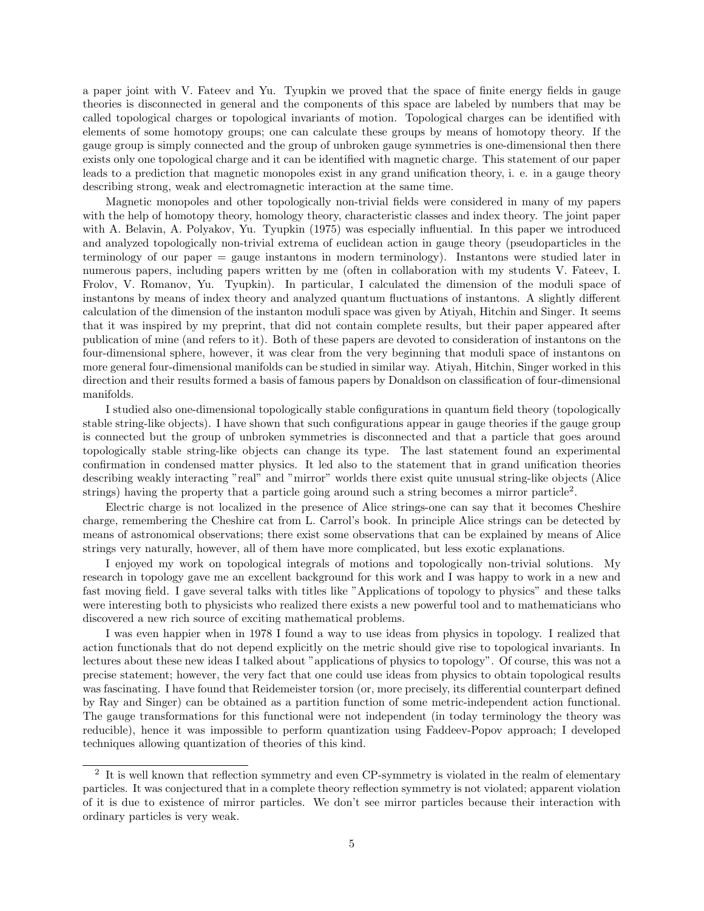a paper joint with V. Fateev and Yu. Tyupkin we proved that the space of finite energy fields in gauge theories is disconnected in general and the components of this space are labeled by numbers that may be called topological charges or topological invariants of motion. Topological charges can be identified with elements of some homotopy groups; one can calculate these groups by means of homotopy theory. If the gauge group is simply connected and the group of unbroken gauge symmetries is one-dimensional then there exists only one topological charge and it can be identified with magnetic charge. This statement of our paper leads to a prediction that magnetic monopoles exist in any grand unification theory, i. e. in a gauge theory describing strong, weak and electromagnetic interaction at the same time.

Magnetic monopoles and other topologically non-trivial fields were considered in many of my papers with the help of homotopy theory, homology theory, characteristic classes and index theory. The joint paper with A. Belavin, A. Polyakov, Yu. Tyupkin (1975) was especially influential. In this paper we introduced and analyzed topologically non-trivial extrema of euclidean action in gauge theory (pseudoparticles in the terminology of our paper = gauge instantons in modern terminology). Instantons were studied later in numerous papers, including papers written by me (often in collaboration with my students V. Fateev, I. Frolov, V. Romanov, Yu. Tyupkin). In particular, I calculated the dimension of the moduli space of instantons by means of index theory and analyzed quantum fluctuations of instantons. A slightly different calculation of the dimension of the instanton moduli space was given by Atiyah, Hitchin and Singer. It seems that it was inspired by my preprint, that did not contain complete results, but their paper appeared after publication of mine (and refers to it). Both of these papers are devoted to consideration of instantons on the four-dimensional sphere, however, it was clear from the very beginning that moduli space of instantons on more general four-dimensional manifolds can be studied in similar way. Atiyah, Hitchin, Singer worked in this direction and their results formed a basis of famous papers by Donaldson on classification of four-dimensional manifolds.

I studied also one-dimensional topologically stable configurations in quantum field theory (topologically stable string-like objects). I have shown that such configurations appear in gauge theories if the gauge group is connected but the group of unbroken symmetries is disconnected and that a particle that goes around topologically stable string-like objects can change its type. The last statement found an experimental confirmation in condensed matter physics. It led also to the statement that in grand unification theories describing weakly interacting "real" and "mirror" worlds there exist quite unusual string-like objects (Alice strings) having the property that a particle going around such a string becomes a mirror particle[2].

Electric charge is not localized in the presence of Alice strings-one can say that it becomes Cheshire charge, remembering the Cheshire cat from L. Carrol's book. In principle Alice strings can be detected by means of astronomical observations; there exist some observations that can be explained by means of Alice strings very naturally, however, all of them have more complicated, but less exotic explanations.

I enjoyed my work on topological integrals of motions and topologically non-trivial solutions. My research in topology gave me an excellent background for this work and I was happy to work in a new and fast moving field. I gave several talks with titles like "Applications of topology to physics" and these talks were interesting both to physicists who realized there exists a new powerful tool and to mathematicians who discovered a new rich source of exciting mathematical problems.

I was even happier when in 1978 I found a way to use ideas from physics in topology. I realized that action functionals that do not depend explicitly on the metric should give rise to topological invariants. In lectures about these new ideas I talked about "applications of physics to topology". Of course, this was not a precise statement; however, the very fact that one could use ideas from physics to obtain topological results was fascinating. I have found that Reidemeister torsion (or, more precisely, its differential counterpart defined by Ray and Singer) can be obtained as a partition function of some metric-independent action functional. The gauge transformations for this functional were not independent (in today terminology the theory was reducible), hence it was impossible to perform quantization using Faddeev-Popov approach; I developed techniques allowing quantization of theories of this kind.

---

[2] It is well known that reflection symmetry and even CP-symmetry is violated in the realm of elementary particles. It was conjectured that in a complete theory reflection symmetry is not violated; apparent violation of it is due to existence of mirror particles. We don't see mirror particles because their interaction with ordinary particles is very weak.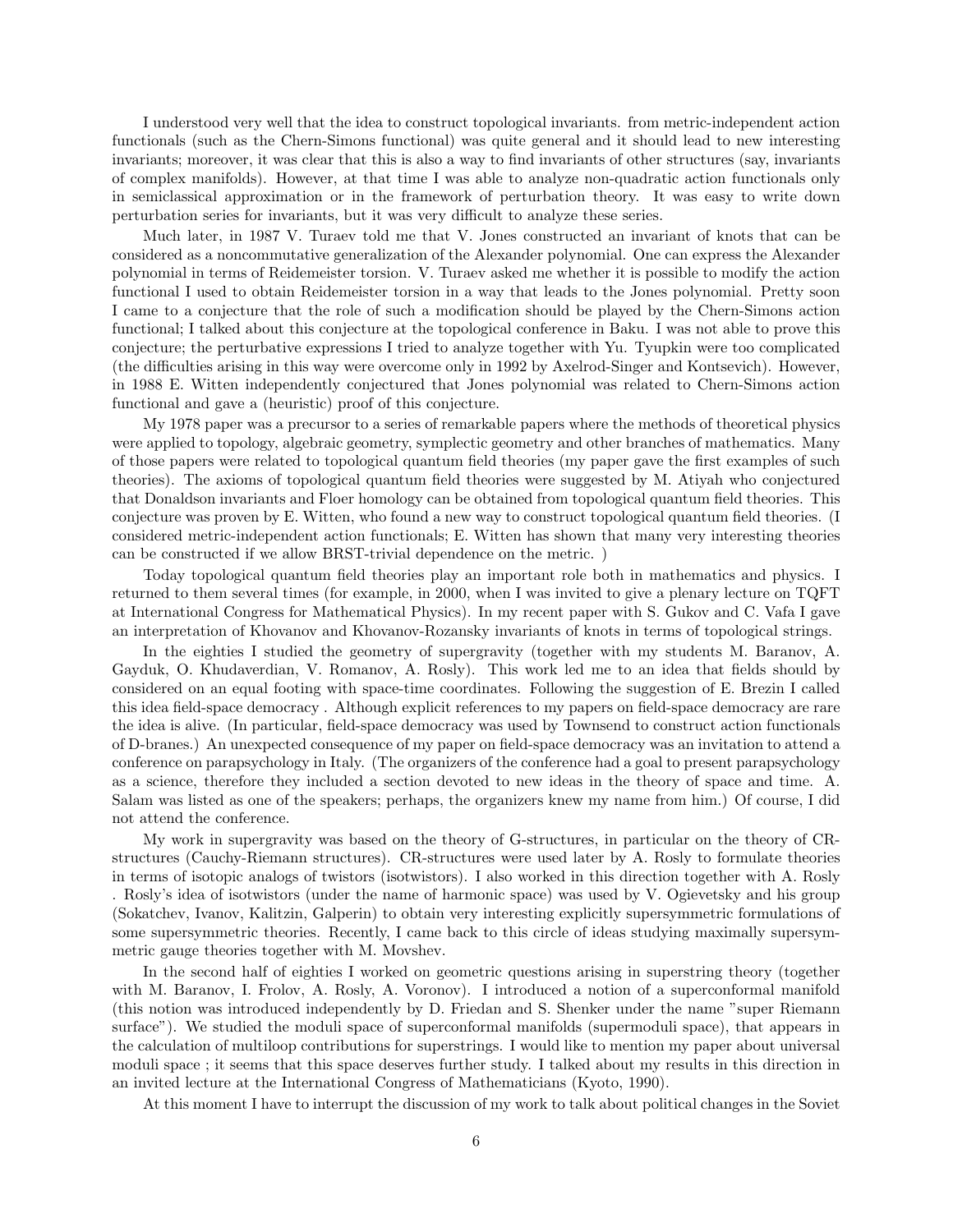I understood very well that the idea to construct topological invariants. from metric-independent action functionals (such as the Chern-Simons functional) was quite general and it should lead to new interesting invariants; moreover, it was clear that this is also a way to find invariants of other structures (say, invariants of complex manifolds). However, at that time I was able to analyze non-quadratic action functionals only in semiclassical approximation or in the framework of perturbation theory. It was easy to write down perturbation series for invariants, but it was very difficult to analyze these series.

Much later, in 1987 V. Turaev told me that V. Jones constructed an invariant of knots that can be considered as a noncommutative generalization of the Alexander polynomial. One can express the Alexander polynomial in terms of Reidemeister torsion. V. Turaev asked me whether it is possible to modify the action functional I used to obtain Reidemeister torsion in a way that leads to the Jones polynomial. Pretty soon I came to a conjecture that the role of such a modification should be played by the Chern-Simons action functional; I talked about this conjecture at the topological conference in Baku. I was not able to prove this conjecture; the perturbative expressions I tried to analyze together with Yu. Tyupkin were too complicated (the difficulties arising in this way were overcome only in 1992 by Axelrod-Singer and Kontsevich). However, in 1988 E. Witten independently conjectured that Jones polynomial was related to Chern-Simons action functional and gave a (heuristic) proof of this conjecture.

My 1978 paper was a precursor to a series of remarkable papers where the methods of theoretical physics were applied to topology, algebraic geometry, symplectic geometry and other branches of mathematics. Many of those papers were related to topological quantum field theories (my paper gave the first examples of such theories). The axioms of topological quantum field theories were suggested by M. Atiyah who conjectured that Donaldson invariants and Floer homology can be obtained from topological quantum field theories. This conjecture was proven by E. Witten, who found a new way to construct topological quantum field theories. (I considered metric-independent action functionals; E. Witten has shown that many very interesting theories can be constructed if we allow BRST-trivial dependence on the metric. )

Today topological quantum field theories play an important role both in mathematics and physics. I returned to them several times (for example, in 2000, when I was invited to give a plenary lecture on TQFT at International Congress for Mathematical Physics). In my recent paper with S. Gukov and C. Vafa I gave an interpretation of Khovanov and Khovanov-Rozansky invariants of knots in terms of topological strings.

In the eighties I studied the geometry of supergravity (together with my students M. Baranov, A. Gayduk, O. Khudaverdian, V. Romanov, A. Rosly). This work led me to an idea that fields should by considered on an equal footing with space-time coordinates. Following the suggestion of E. Brezin I called this idea field-space democracy . Although explicit references to my papers on field-space democracy are rare the idea is alive. (In particular, field-space democracy was used by Townsend to construct action functionals of D-branes.) An unexpected consequence of my paper on field-space democracy was an invitation to attend a conference on parapsychology in Italy. (The organizers of the conference had a goal to present parapsychology as a science, therefore they included a section devoted to new ideas in the theory of space and time. A. Salam was listed as one of the speakers; perhaps, the organizers knew my name from him.) Of course, I did not attend the conference.

My work in supergravity was based on the theory of G-structures, in particular on the theory of CR-structures (Cauchy-Riemann structures). CR-structures were used later by A. Rosly to formulate theories in terms of isotopic analogs of twistors (isotwistors). I also worked in this direction together with A. Rosly . Rosly's idea of isotwistors (under the name of harmonic space) was used by V. Ogievetsky and his group (Sokatchev, Ivanov, Kalitzin, Galperin) to obtain very interesting explicitly supersymmetric formulations of some supersymmetric theories. Recently, I came back to this circle of ideas studying maximally supersymmetric gauge theories together with M. Movshev.

In the second half of eighties I worked on geometric questions arising in superstring theory (together with M. Baranov, I. Frolov, A. Rosly, A. Voronov). I introduced a notion of a superconformal manifold (this notion was introduced independently by D. Friedan and S. Shenker under the name "super Riemann surface"). We studied the moduli space of superconformal manifolds (supermoduli space), that appears in the calculation of multiloop contributions for superstrings. I would like to mention my paper about universal moduli space ; it seems that this space deserves further study. I talked about my results in this direction in an invited lecture at the International Congress of Mathematicians (Kyoto, 1990).

At this moment I have to interrupt the discussion of my work to talk about political changes in the Soviet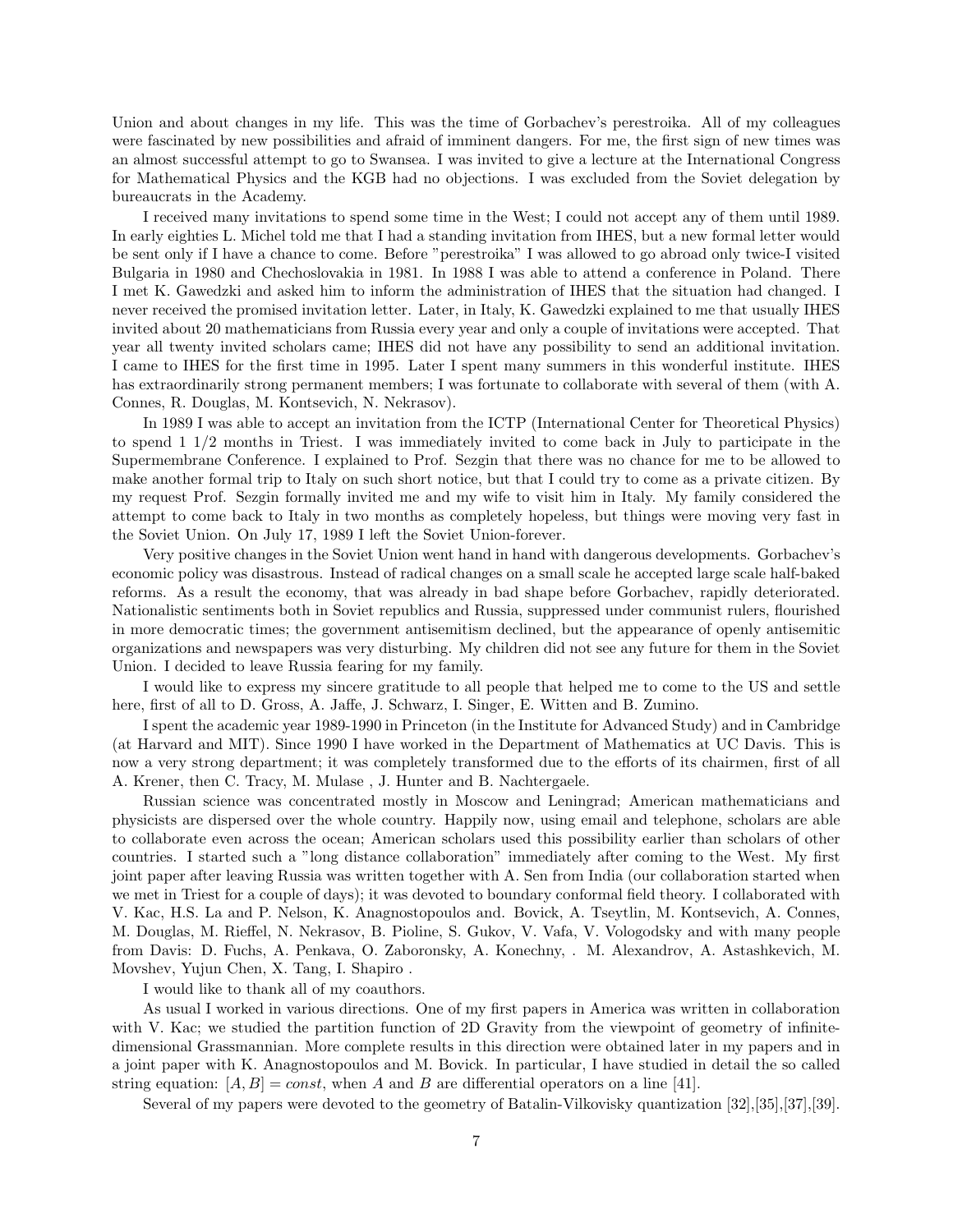Union and about changes in my life. This was the time of Gorbachev's perestroika. All of my colleagues were fascinated by new possibilities and afraid of imminent dangers. For me, the first sign of new times was an almost successful attempt to go to Swansea. I was invited to give a lecture at the International Congress for Mathematical Physics and the KGB had no objections. I was excluded from the Soviet delegation by bureaucrats in the Academy.

I received many invitations to spend some time in the West; I could not accept any of them until 1989. In early eighties L. Michel told me that I had a standing invitation from IHES, but a new formal letter would be sent only if I have a chance to come. Before "perestroika" I was allowed to go abroad only twice-I visited Bulgaria in 1980 and Chechoslovakia in 1981. In 1988 I was able to attend a conference in Poland. There I met K. Gawedzki and asked him to inform the administration of IHES that the situation had changed. I never received the promised invitation letter. Later, in Italy, K. Gawedzki explained to me that usually IHES invited about 20 mathematicians from Russia every year and only a couple of invitations were accepted. That year all twenty invited scholars came; IHES did not have any possibility to send an additional invitation. I came to IHES for the first time in 1995. Later I spent many summers in this wonderful institute. IHES has extraordinarily strong permanent members; I was fortunate to collaborate with several of them (with A. Connes, R. Douglas, M. Kontsevich, N. Nekrasov).

In 1989 I was able to accept an invitation from the ICTP (International Center for Theoretical Physics) to spend 1 1/2 months in Triest. I was immediately invited to come back in July to participate in the Supermembrane Conference. I explained to Prof. Sezgin that there was no chance for me to be allowed to make another formal trip to Italy on such short notice, but that I could try to come as a private citizen. By my request Prof. Sezgin formally invited me and my wife to visit him in Italy. My family considered the attempt to come back to Italy in two months as completely hopeless, but things were moving very fast in the Soviet Union. On July 17, 1989 I left the Soviet Union-forever.

Very positive changes in the Soviet Union went hand in hand with dangerous developments. Gorbachev's economic policy was disastrous. Instead of radical changes on a small scale he accepted large scale half-baked reforms. As a result the economy, that was already in bad shape before Gorbachev, rapidly deteriorated. Nationalistic sentiments both in Soviet republics and Russia, suppressed under communist rulers, flourished in more democratic times; the government antisemitism declined, but the appearance of openly antisemitic organizations and newspapers was very disturbing. My children did not see any future for them in the Soviet Union. I decided to leave Russia fearing for my family.

I would like to express my sincere gratitude to all people that helped me to come to the US and settle here, first of all to D. Gross, A. Jaffe, J. Schwarz, I. Singer, E. Witten and B. Zumino.

I spent the academic year 1989-1990 in Princeton (in the Institute for Advanced Study) and in Cambridge (at Harvard and MIT). Since 1990 I have worked in the Department of Mathematics at UC Davis. This is now a very strong department; it was completely transformed due to the efforts of its chairmen, first of all A. Krener, then C. Tracy, M. Mulase , J. Hunter and B. Nachtergaele.

Russian science was concentrated mostly in Moscow and Leningrad; American mathematicians and physicists are dispersed over the whole country. Happily now, using email and telephone, scholars are able to collaborate even across the ocean; American scholars used this possibility earlier than scholars of other countries. I started such a "long distance collaboration" immediately after coming to the West. My first joint paper after leaving Russia was written together with A. Sen from India (our collaboration started when we met in Triest for a couple of days); it was devoted to boundary conformal field theory. I collaborated with V. Kac, H.S. La and P. Nelson, K. Anagnostopoulos and. Bovick, A. Tseytlin, M. Kontsevich, A. Connes, M. Douglas, M. Rieffel, N. Nekrasov, B. Pioline, S. Gukov, V. Vafa, V. Vologodsky and with many people from Davis: D. Fuchs, A. Penkava, O. Zaboronsky, A. Konechny, . M. Alexandrov, A. Astashkevich, M. Movshev, Yujun Chen, X. Tang, I. Shapiro .

I would like to thank all of my coauthors.

As usual I worked in various directions. One of my first papers in America was written in collaboration with V. Kac; we studied the partition function of 2D Gravity from the viewpoint of geometry of infinite-dimensional Grassmannian. More complete results in this direction were obtained later in my papers and in a joint paper with K. Anagnostopoulos and M. Bovick. In particular, I have studied in detail the so called string equation: $[A, B] = const$, when $A$ and $B$ are differential operators on a line [41].

Several of my papers were devoted to the geometry of Batalin-Vilkovisky quantization [32],[35],[37],[39].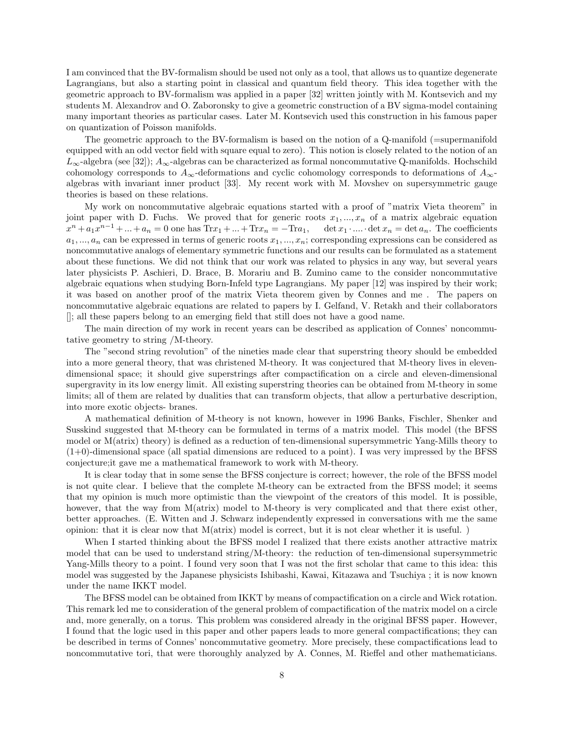I am convinced that the BV-formalism should be used not only as a tool, that allows us to quantize degenerate Lagrangians, but also a starting point in classical and quantum field theory. This idea together with the geometric approach to BV-formalism was applied in a paper [32] written jointly with M. Kontsevich and my students M. Alexandrov and O. Zaboronsky to give a geometric construction of a BV sigma-model containing many important theories as particular cases. Later M. Kontsevich used this construction in his famous paper on quantization of Poisson manifolds.

The geometric approach to the BV-formalism is based on the notion of a Q-manifold (=supermanifold equipped with an odd vector field with square equal to zero). This notion is closely related to the notion of an $L_\infty$-algebra (see [32]); $A_\infty$-algebras can be characterized as formal noncommutative Q-manifolds. Hochschild cohomology corresponds to $A_\infty$-deformations and cyclic cohomology corresponds to deformations of $A_\infty$-algebras with invariant inner product [33]. My recent work with M. Movshev on supersymmetric gauge theories is based on these relations.

My work on noncommutative algebraic equations started with a proof of "matrix Vieta theorem" in joint paper with D. Fuchs. We proved that for generic roots $x_1, ..., x_n$ of a matrix algebraic equation $x^n + a_1 x^{n-1} + ... + a_n = 0$ one has $\mathrm{Tr} x_1 + ... + \mathrm{Tr} x_n = -\mathrm{Tr} a_1, \quad \det x_1 \cdot .... \cdot \det x_n = \det a_n$. The coefficients $a_1, ..., a_n$ can be expressed in terms of generic roots $x_1, ..., x_n$; corresponding expressions can be considered as noncommutative analogs of elementary symmetric functions and our results can be formulated as a statement about these functions. We did not think that our work was related to physics in any way, but several years later physicists P. Aschieri, D. Brace, B. Morariu and B. Zumino came to the consider noncommutative algebraic equations when studying Born-Infeld type Lagrangians. My paper [12] was inspired by their work; it was based on another proof of the matrix Vieta theorem given by Connes and me . The papers on noncommutative algebraic equations are related to papers by I. Gelfand, V. Retakh and their collaborators []; all these papers belong to an emerging field that still does not have a good name.

The main direction of my work in recent years can be described as application of Connes' noncommutative geometry to string /M-theory.

The "second string revolution" of the nineties made clear that superstring theory should be embedded into a more general theory, that was christened M-theory. It was conjectured that M-theory lives in eleven-dimensional space; it should give superstrings after compactification on a circle and eleven-dimensional supergravity in its low energy limit. All existing superstring theories can be obtained from M-theory in some limits; all of them are related by dualities that can transform objects, that allow a perturbative description, into more exotic objects- branes.

A mathematical definition of M-theory is not known, however in 1996 Banks, Fischler, Shenker and Susskind suggested that M-theory can be formulated in terms of a matrix model. This model (the BFSS model or M(atrix) theory) is defined as a reduction of ten-dimensional supersymmetric Yang-Mills theory to (1+0)-dimensional space (all spatial dimensions are reduced to a point). I was very impressed by the BFSS conjecture;it gave me a mathematical framework to work with M-theory.

It is clear today that in some sense the BFSS conjecture is correct; however, the role of the BFSS model is not quite clear. I believe that the complete M-theory can be extracted from the BFSS model; it seems that my opinion is much more optimistic than the viewpoint of the creators of this model. It is possible, however, that the way from M(atrix) model to M-theory is very complicated and that there exist other, better approaches. (E. Witten and J. Schwarz independently expressed in conversations with me the same opinion: that it is clear now that M(atrix) model is correct, but it is not clear whether it is useful. )

When I started thinking about the BFSS model I realized that there exists another attractive matrix model that can be used to understand string/M-theory: the reduction of ten-dimensional supersymmetric Yang-Mills theory to a point. I found very soon that I was not the first scholar that came to this idea: this model was suggested by the Japanese physicists Ishibashi, Kawai, Kitazawa and Tsuchiya ; it is now known under the name IKKT model.

The BFSS model can be obtained from IKKT by means of compactification on a circle and Wick rotation. This remark led me to consideration of the general problem of compactification of the matrix model on a circle and, more generally, on a torus. This problem was considered already in the original BFSS paper. However, I found that the logic used in this paper and other papers leads to more general compactifications; they can be described in terms of Connes' noncommutative geometry. More precisely, these compactifications lead to noncommutative tori, that were thoroughly analyzed by A. Connes, M. Rieffel and other mathematicians.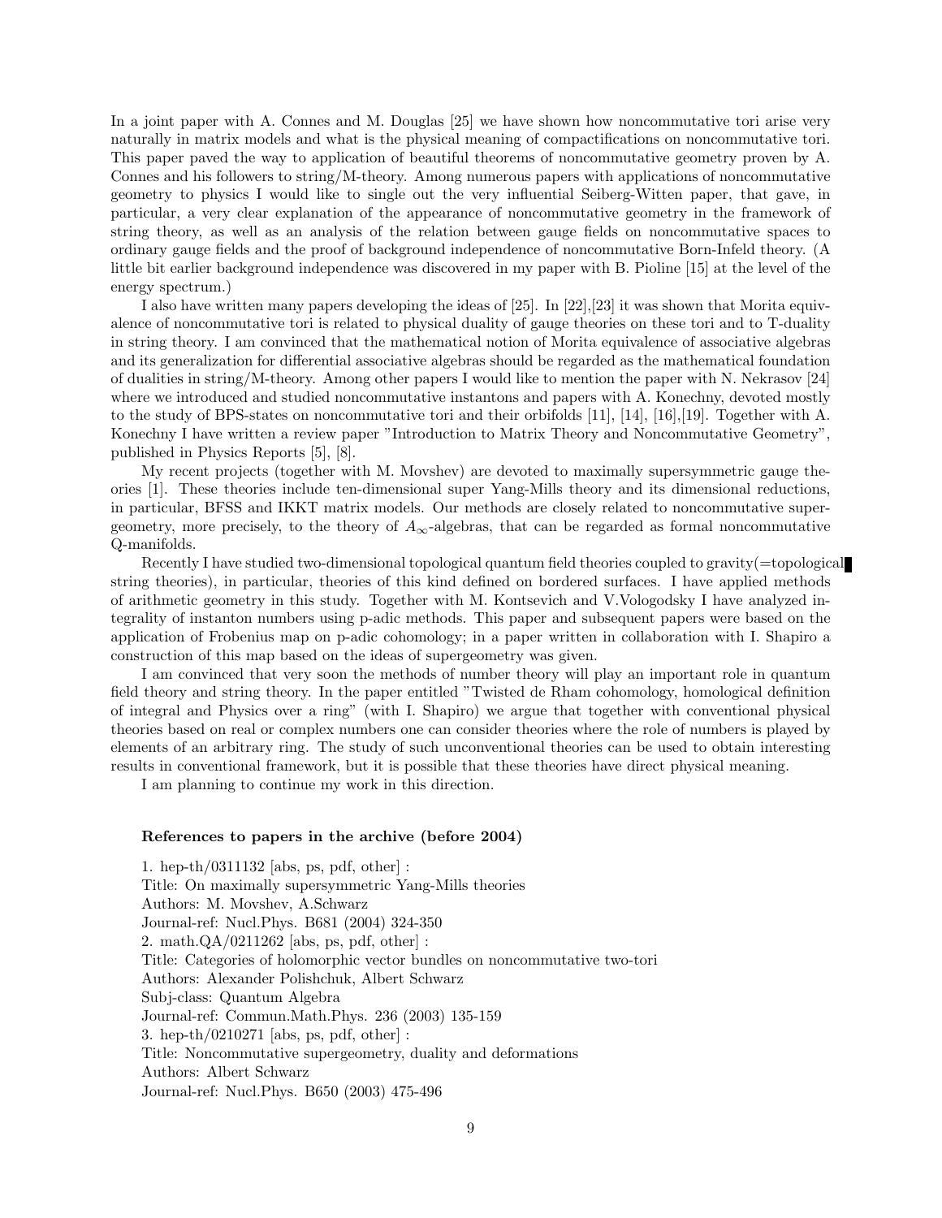In a joint paper with A. Connes and M. Douglas [25] we have shown how noncommutative tori arise very naturally in matrix models and what is the physical meaning of compactifications on noncommutative tori. This paper paved the way to application of beautiful theorems of noncommutative geometry proven by A. Connes and his followers to string/M-theory. Among numerous papers with applications of noncommutative geometry to physics I would like to single out the very influential Seiberg-Witten paper, that gave, in particular, a very clear explanation of the appearance of noncommutative geometry in the framework of string theory, as well as an analysis of the relation between gauge fields on noncommutative spaces to ordinary gauge fields and the proof of background independence of noncommutative Born-Infeld theory. (A little bit earlier background independence was discovered in my paper with B. Pioline [15] at the level of the energy spectrum.)

I also have written many papers developing the ideas of [25]. In [22],[23] it was shown that Morita equivalence of noncommutative tori is related to physical duality of gauge theories on these tori and to T-duality in string theory. I am convinced that the mathematical notion of Morita equivalence of associative algebras and its generalization for differential associative algebras should be regarded as the mathematical foundation of dualities in string/M-theory. Among other papers I would like to mention the paper with N. Nekrasov [24] where we introduced and studied noncommutative instantons and papers with A. Konechny, devoted mostly to the study of BPS-states on noncommutative tori and their orbifolds [11], [14], [16],[19]. Together with A. Konechny I have written a review paper "Introduction to Matrix Theory and Noncommutative Geometry", published in Physics Reports [5], [8].

My recent projects (together with M. Movshev) are devoted to maximally supersymmetric gauge theories [1]. These theories include ten-dimensional super Yang-Mills theory and its dimensional reductions, in particular, BFSS and IKKT matrix models. Our methods are closely related to noncommutative supergeometry, more precisely, to the theory of $A_\infty$-algebras, that can be regarded as formal noncommutative Q-manifolds.

Recently I have studied two-dimensional topological quantum field theories coupled to gravity(=topological string theories), in particular, theories of this kind defined on bordered surfaces. I have applied methods of arithmetic geometry in this study. Together with M. Kontsevich and V.Vologodsky I have analyzed integrality of instanton numbers using p-adic methods. This paper and subsequent papers were based on the application of Frobenius map on p-adic cohomology; in a paper written in collaboration with I. Shapiro a construction of this map based on the ideas of supergeometry was given.

I am convinced that very soon the methods of number theory will play an important role in quantum field theory and string theory. In the paper entitled "Twisted de Rham cohomology, homological definition of integral and Physics over a ring" (with I. Shapiro) we argue that together with conventional physical theories based on real or complex numbers one can consider theories where the role of numbers is played by elements of an arbitrary ring. The study of such unconventional theories can be used to obtain interesting results in conventional framework, but it is possible that these theories have direct physical meaning.

I am planning to continue my work in this direction.

**References to papers in the archive (before 2004)**

1. hep-th/0311132 [abs, ps, pdf, other] :
Title: On maximally supersymmetric Yang-Mills theories
Authors: M. Movshev, A.Schwarz
Journal-ref: Nucl.Phys. B681 (2004) 324-350
2. math.QA/0211262 [abs, ps, pdf, other] :
Title: Categories of holomorphic vector bundles on noncommutative two-tori
Authors: Alexander Polishchuk, Albert Schwarz
Subj-class: Quantum Algebra
Journal-ref: Commun.Math.Phys. 236 (2003) 135-159
3. hep-th/0210271 [abs, ps, pdf, other] :
Title: Noncommutative supergeometry, duality and deformations
Authors: Albert Schwarz
Journal-ref: Nucl.Phys. B650 (2003) 475-496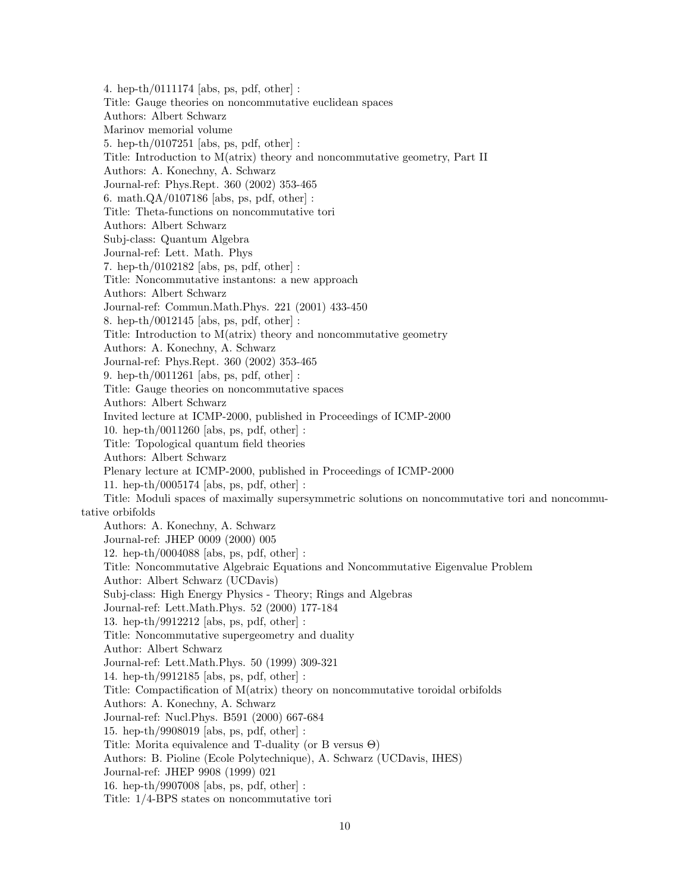4. hep-th/0111174 [abs, ps, pdf, other] :
Title: Gauge theories on noncommutative euclidean spaces
Authors: Albert Schwarz
Marinov memorial volume
5. hep-th/0107251 [abs, ps, pdf, other] :
Title: Introduction to M(atrix) theory and noncommutative geometry, Part II
Authors: A. Konechny, A. Schwarz
Journal-ref: Phys.Rept. 360 (2002) 353-465
6. math.QA/0107186 [abs, ps, pdf, other] :
Title: Theta-functions on noncommutative tori
Authors: Albert Schwarz
Subj-class: Quantum Algebra
Journal-ref: Lett. Math. Phys
7. hep-th/0102182 [abs, ps, pdf, other] :
Title: Noncommutative instantons: a new approach
Authors: Albert Schwarz
Journal-ref: Commun.Math.Phys. 221 (2001) 433-450
8. hep-th/0012145 [abs, ps, pdf, other] :
Title: Introduction to M(atrix) theory and noncommutative geometry
Authors: A. Konechny, A. Schwarz
Journal-ref: Phys.Rept. 360 (2002) 353-465
9. hep-th/0011261 [abs, ps, pdf, other] :
Title: Gauge theories on noncommutative spaces
Authors: Albert Schwarz
Invited lecture at ICMP-2000, published in Proceedings of ICMP-2000
10. hep-th/0011260 [abs, ps, pdf, other] :
Title: Topological quantum field theories
Authors: Albert Schwarz
Plenary lecture at ICMP-2000, published in Proceedings of ICMP-2000
11. hep-th/0005174 [abs, ps, pdf, other] :
Title: Moduli spaces of maximally supersymmetric solutions on noncommutative tori and noncommutative orbifolds
Authors: A. Konechny, A. Schwarz
Journal-ref: JHEP 0009 (2000) 005
12. hep-th/0004088 [abs, ps, pdf, other] :
Title: Noncommutative Algebraic Equations and Noncommutative Eigenvalue Problem
Author: Albert Schwarz (UCDavis)
Subj-class: High Energy Physics - Theory; Rings and Algebras
Journal-ref: Lett.Math.Phys. 52 (2000) 177-184
13. hep-th/9912212 [abs, ps, pdf, other] :
Title: Noncommutative supergeometry and duality
Author: Albert Schwarz
Journal-ref: Lett.Math.Phys. 50 (1999) 309-321
14. hep-th/9912185 [abs, ps, pdf, other] :
Title: Compactification of M(atrix) theory on noncommutative toroidal orbifolds
Authors: A. Konechny, A. Schwarz
Journal-ref: Nucl.Phys. B591 (2000) 667-684
15. hep-th/9908019 [abs, ps, pdf, other] :
Title: Morita equivalence and T-duality (or B versus Θ)
Authors: B. Pioline (Ecole Polytechnique), A. Schwarz (UCDavis, IHES)
Journal-ref: JHEP 9908 (1999) 021
16. hep-th/9907008 [abs, ps, pdf, other] :
Title: 1/4-BPS states on noncommutative tori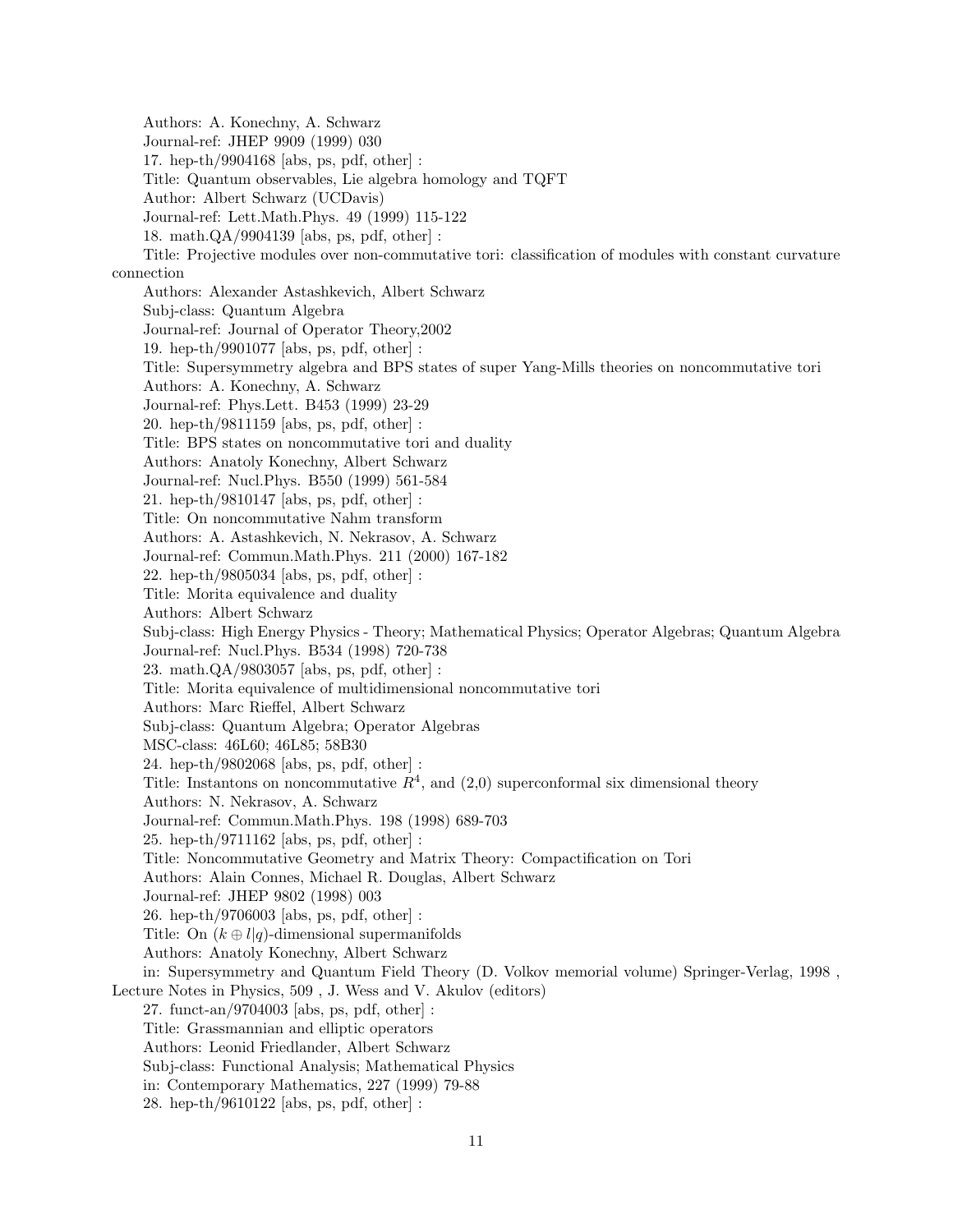Authors: A. Konechny, A. Schwarz

Journal-ref: JHEP 9909 (1999) 030

17. hep-th/9904168 [abs, ps, pdf, other] :

Title: Quantum observables, Lie algebra homology and TQFT

Author: Albert Schwarz (UCDavis)

Journal-ref: Lett.Math.Phys. 49 (1999) 115-122

18. math.QA/9904139 [abs, ps, pdf, other] :

Title: Projective modules over non-commutative tori: classification of modules with constant curvature connection

Authors: Alexander Astashkevich, Albert Schwarz

Subj-class: Quantum Algebra

Journal-ref: Journal of Operator Theory,2002

19. hep-th/9901077 [abs, ps, pdf, other] :

Title: Supersymmetry algebra and BPS states of super Yang-Mills theories on noncommutative tori

Authors: A. Konechny, A. Schwarz

Journal-ref: Phys.Lett. B453 (1999) 23-29

20. hep-th/9811159 [abs, ps, pdf, other] :

Title: BPS states on noncommutative tori and duality

Authors: Anatoly Konechny, Albert Schwarz

Journal-ref: Nucl.Phys. B550 (1999) 561-584

21. hep-th/9810147 [abs, ps, pdf, other] :

Title: On noncommutative Nahm transform

Authors: A. Astashkevich, N. Nekrasov, A. Schwarz

Journal-ref: Commun.Math.Phys. 211 (2000) 167-182

22. hep-th/9805034 [abs, ps, pdf, other] :

Title: Morita equivalence and duality

Authors: Albert Schwarz

Subj-class: High Energy Physics - Theory; Mathematical Physics; Operator Algebras; Quantum Algebra

Journal-ref: Nucl.Phys. B534 (1998) 720-738

23. math.QA/9803057 [abs, ps, pdf, other] :

Title: Morita equivalence of multidimensional noncommutative tori

Authors: Marc Rieffel, Albert Schwarz

Subj-class: Quantum Algebra; Operator Algebras

MSC-class: 46L60; 46L85; 58B30

24. hep-th/9802068 [abs, ps, pdf, other] :

Title: Instantons on noncommutative $R^4$, and (2,0) superconformal six dimensional theory

Authors: N. Nekrasov, A. Schwarz

Journal-ref: Commun.Math.Phys. 198 (1998) 689-703

25. hep-th/9711162 [abs, ps, pdf, other] :

Title: Noncommutative Geometry and Matrix Theory: Compactification on Tori

Authors: Alain Connes, Michael R. Douglas, Albert Schwarz

Journal-ref: JHEP 9802 (1998) 003

26. hep-th/9706003 [abs, ps, pdf, other] :

Title: On $(k \oplus l|q)$-dimensional supermanifolds

Authors: Anatoly Konechny, Albert Schwarz

in: Supersymmetry and Quantum Field Theory (D. Volkov memorial volume) Springer-Verlag, 1998 , Lecture Notes in Physics, 509 , J. Wess and V. Akulov (editors)

27. funct-an/9704003 [abs, ps, pdf, other] :

Title: Grassmannian and elliptic operators

Authors: Leonid Friedlander, Albert Schwarz

Subj-class: Functional Analysis; Mathematical Physics

in: Contemporary Mathematics, 227 (1999) 79-88

28. hep-th/9610122 [abs, ps, pdf, other] :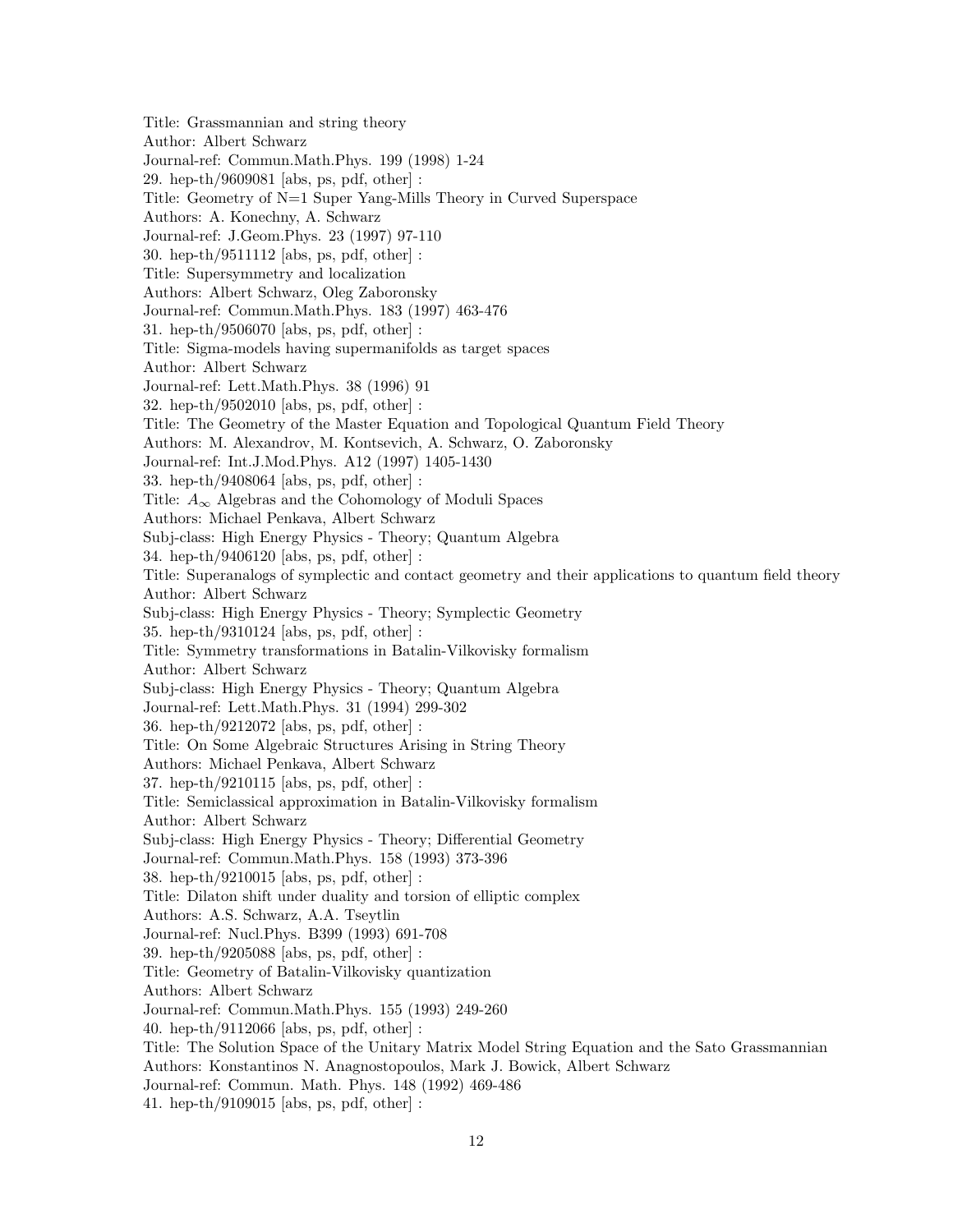Title: Grassmannian and string theory
Author: Albert Schwarz
Journal-ref: Commun.Math.Phys. 199 (1998) 1-24

29. hep-th/9609081 [abs, ps, pdf, other] :
Title: Geometry of N=1 Super Yang-Mills Theory in Curved Superspace
Authors: A. Konechny, A. Schwarz
Journal-ref: J.Geom.Phys. 23 (1997) 97-110

30. hep-th/9511112 [abs, ps, pdf, other] :
Title: Supersymmetry and localization
Authors: Albert Schwarz, Oleg Zaboronsky
Journal-ref: Commun.Math.Phys. 183 (1997) 463-476

31. hep-th/9506070 [abs, ps, pdf, other] :
Title: Sigma-models having supermanifolds as target spaces
Author: Albert Schwarz
Journal-ref: Lett.Math.Phys. 38 (1996) 91

32. hep-th/9502010 [abs, ps, pdf, other] :
Title: The Geometry of the Master Equation and Topological Quantum Field Theory
Authors: M. Alexandrov, M. Kontsevich, A. Schwarz, O. Zaboronsky
Journal-ref: Int.J.Mod.Phys. A12 (1997) 1405-1430

33. hep-th/9408064 [abs, ps, pdf, other] :
Title: $A_\infty$ Algebras and the Cohomology of Moduli Spaces
Authors: Michael Penkava, Albert Schwarz
Subj-class: High Energy Physics - Theory; Quantum Algebra

34. hep-th/9406120 [abs, ps, pdf, other] :
Title: Superanalogs of symplectic and contact geometry and their applications to quantum field theory
Author: Albert Schwarz
Subj-class: High Energy Physics - Theory; Symplectic Geometry

35. hep-th/9310124 [abs, ps, pdf, other] :
Title: Symmetry transformations in Batalin-Vilkovisky formalism
Author: Albert Schwarz
Subj-class: High Energy Physics - Theory; Quantum Algebra
Journal-ref: Lett.Math.Phys. 31 (1994) 299-302

36. hep-th/9212072 [abs, ps, pdf, other] :
Title: On Some Algebraic Structures Arising in String Theory
Authors: Michael Penkava, Albert Schwarz

37. hep-th/9210115 [abs, ps, pdf, other] :
Title: Semiclassical approximation in Batalin-Vilkovisky formalism
Author: Albert Schwarz
Subj-class: High Energy Physics - Theory; Differential Geometry
Journal-ref: Commun.Math.Phys. 158 (1993) 373-396

38. hep-th/9210015 [abs, ps, pdf, other] :
Title: Dilaton shift under duality and torsion of elliptic complex
Authors: A.S. Schwarz, A.A. Tseytlin
Journal-ref: Nucl.Phys. B399 (1993) 691-708

39. hep-th/9205088 [abs, ps, pdf, other] :
Title: Geometry of Batalin-Vilkovisky quantization
Authors: Albert Schwarz
Journal-ref: Commun.Math.Phys. 155 (1993) 249-260

40. hep-th/9112066 [abs, ps, pdf, other] :
Title: The Solution Space of the Unitary Matrix Model String Equation and the Sato Grassmannian
Authors: Konstantinos N. Anagnostopoulos, Mark J. Bowick, Albert Schwarz
Journal-ref: Commun. Math. Phys. 148 (1992) 469-486

41. hep-th/9109015 [abs, ps, pdf, other] :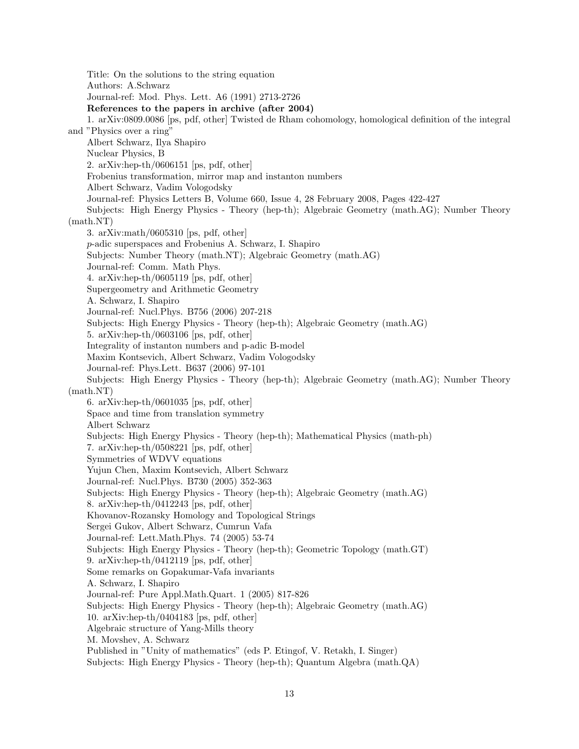Title: On the solutions to the string equation

Authors: A.Schwarz

Journal-ref: Mod. Phys. Lett. A6 (1991) 2713-2726

**References to the papers in archive (after 2004)**

1. arXiv:0809.0086 [ps, pdf, other] Twisted de Rham cohomology, homological definition of the integral and "Physics over a ring"

   Albert Schwarz, Ilya Shapiro

   Nuclear Physics, B

2. arXiv:hep-th/0606151 [ps, pdf, other]

   Frobenius transformation, mirror map and instanton numbers

   Albert Schwarz, Vadim Vologodsky

   Journal-ref: Physics Letters B, Volume 660, Issue 4, 28 February 2008, Pages 422-427

   Subjects: High Energy Physics - Theory (hep-th); Algebraic Geometry (math.AG); Number Theory (math.NT)

3. arXiv:math/0605310 [ps, pdf, other]

   $p$-adic superspaces and Frobenius A. Schwarz, I. Shapiro

   Subjects: Number Theory (math.NT); Algebraic Geometry (math.AG)

   Journal-ref: Comm. Math Phys.

4. arXiv:hep-th/0605119 [ps, pdf, other]

   Supergeometry and Arithmetic Geometry

   A. Schwarz, I. Shapiro

   Journal-ref: Nucl.Phys. B756 (2006) 207-218

   Subjects: High Energy Physics - Theory (hep-th); Algebraic Geometry (math.AG)

5. arXiv:hep-th/0603106 [ps, pdf, other]

   Integrality of instanton numbers and p-adic B-model

   Maxim Kontsevich, Albert Schwarz, Vadim Vologodsky

   Journal-ref: Phys.Lett. B637 (2006) 97-101

   Subjects: High Energy Physics - Theory (hep-th); Algebraic Geometry (math.AG); Number Theory (math.NT)

6. arXiv:hep-th/0601035 [ps, pdf, other]

   Space and time from translation symmetry

   Albert Schwarz

   Subjects: High Energy Physics - Theory (hep-th); Mathematical Physics (math-ph)

7. arXiv:hep-th/0508221 [ps, pdf, other]

   Symmetries of WDVV equations

   Yujun Chen, Maxim Kontsevich, Albert Schwarz

   Journal-ref: Nucl.Phys. B730 (2005) 352-363

   Subjects: High Energy Physics - Theory (hep-th); Algebraic Geometry (math.AG)

8. arXiv:hep-th/0412243 [ps, pdf, other]

   Khovanov-Rozansky Homology and Topological Strings

   Sergei Gukov, Albert Schwarz, Cumrun Vafa

   Journal-ref: Lett.Math.Phys. 74 (2005) 53-74

   Subjects: High Energy Physics - Theory (hep-th); Geometric Topology (math.GT)

9. arXiv:hep-th/0412119 [ps, pdf, other]

   Some remarks on Gopakumar-Vafa invariants

   A. Schwarz, I. Shapiro

   Journal-ref: Pure Appl.Math.Quart. 1 (2005) 817-826

   Subjects: High Energy Physics - Theory (hep-th); Algebraic Geometry (math.AG)

10. arXiv:hep-th/0404183 [ps, pdf, other]

    Algebraic structure of Yang-Mills theory

    M. Movshev, A. Schwarz

    Published in "Unity of mathematics" (eds P. Etingof, V. Retakh, I. Singer)

    Subjects: High Energy Physics - Theory (hep-th); Quantum Algebra (math.QA)